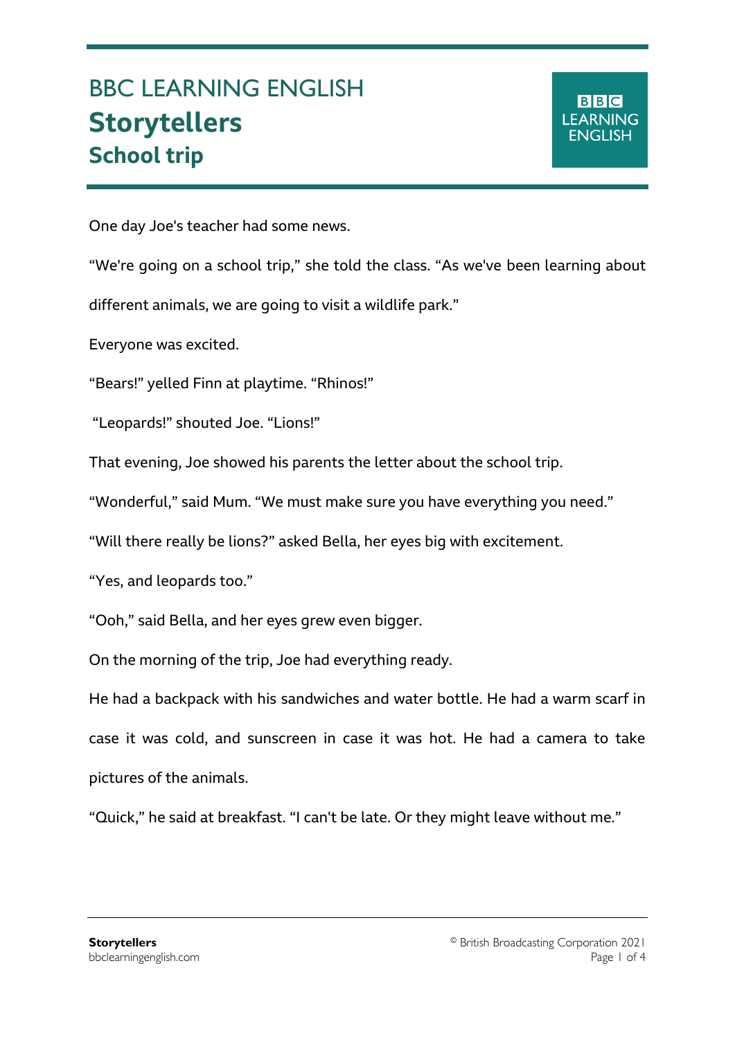# BBC LEARNING ENGLISH
# Storytellers
## School trip

One day Joe's teacher had some news.

“We're going on a school trip,” she told the class. “As we've been learning about different animals, we are going to visit a wildlife park.”

Everyone was excited.

“Bears!” yelled Finn at playtime. “Rhinos!”

“Leopards!” shouted Joe. “Lions!”

That evening, Joe showed his parents the letter about the school trip.

“Wonderful,” said Mum. “We must make sure you have everything you need.”

“Will there really be lions?” asked Bella, her eyes big with excitement.

“Yes, and leopards too.”

“Ooh,” said Bella, and her eyes grew even bigger.

On the morning of the trip, Joe had everything ready.

He had a backpack with his sandwiches and water bottle. He had a warm scarf in case it was cold, and sunscreen in case it was hot. He had a camera to take pictures of the animals.

“Quick,” he said at breakfast. “I can't be late. Or they might leave without me.”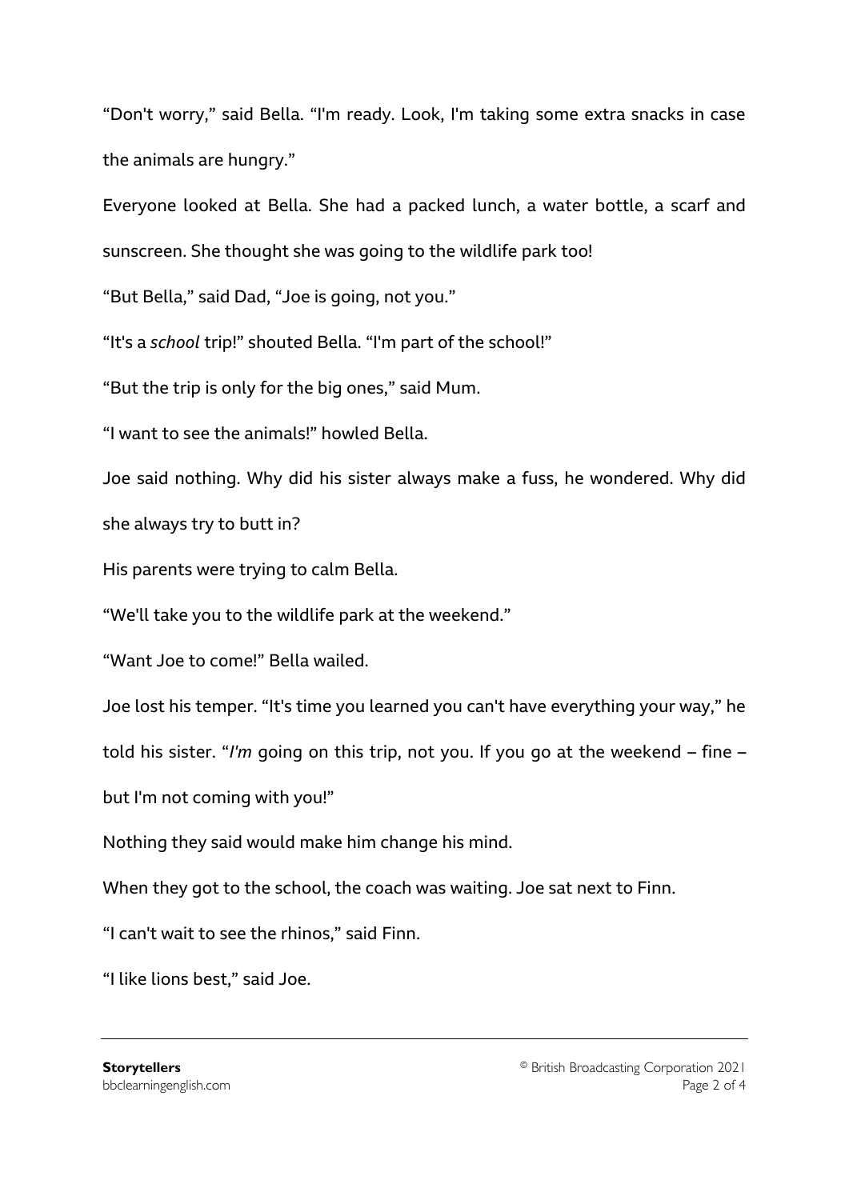“Don't worry,” said Bella. “I'm ready. Look, I'm taking some extra snacks in case the animals are hungry.”

Everyone looked at Bella. She had a packed lunch, a water bottle, a scarf and sunscreen. She thought she was going to the wildlife park too!

“But Bella,” said Dad, “Joe is going, not you.”

“It's a *school* trip!” shouted Bella. “I'm part of the school!”

“But the trip is only for the big ones,” said Mum.

“I want to see the animals!” howled Bella.

Joe said nothing. Why did his sister always make a fuss, he wondered. Why did she always try to butt in?

His parents were trying to calm Bella.

“We'll take you to the wildlife park at the weekend.”

“Want Joe to come!” Bella wailed.

Joe lost his temper. “It's time you learned you can't have everything your way,” he told his sister. “*I'm* going on this trip, not you. If you go at the weekend – fine – but I'm not coming with you!”

Nothing they said would make him change his mind.

When they got to the school, the coach was waiting. Joe sat next to Finn.

“I can't wait to see the rhinos,” said Finn.

“I like lions best,” said Joe.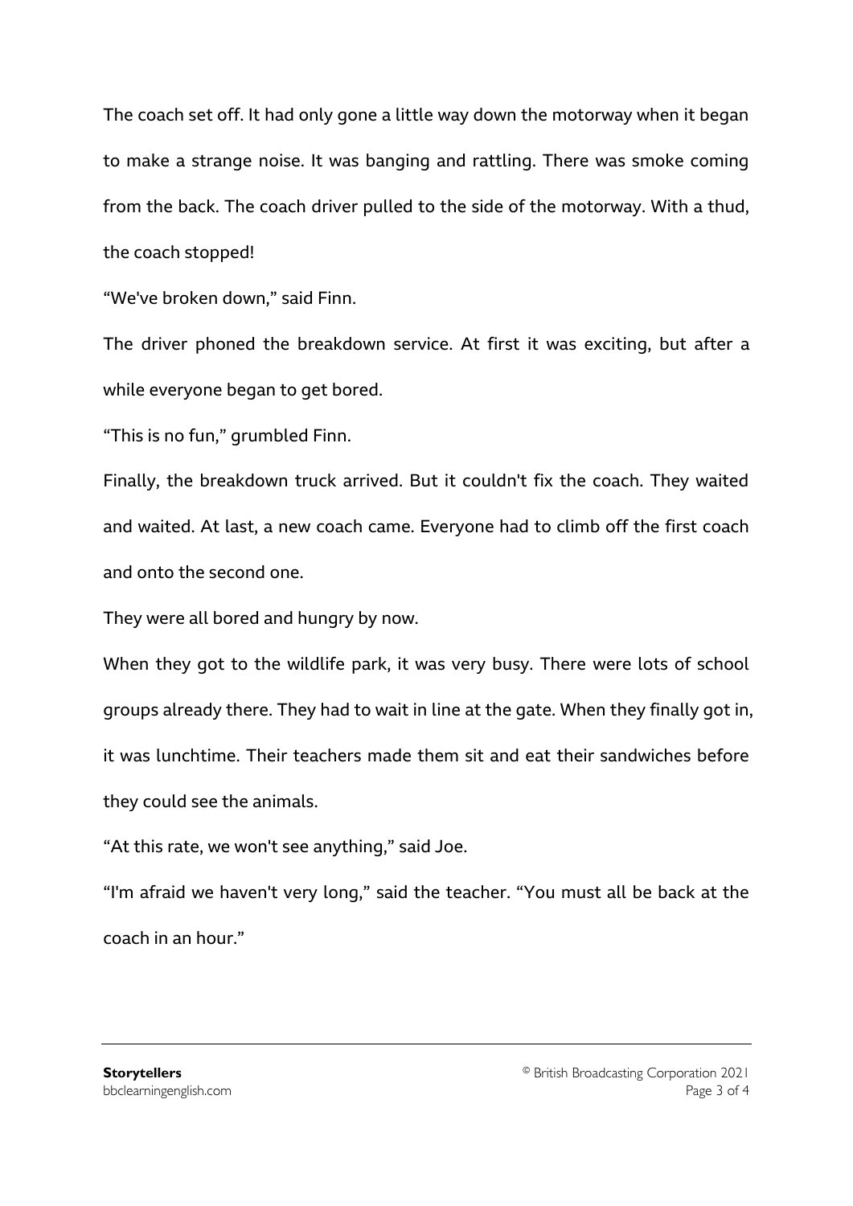The coach set off. It had only gone a little way down the motorway when it began to make a strange noise. It was banging and rattling. There was smoke coming from the back. The coach driver pulled to the side of the motorway. With a thud, the coach stopped!

“We've broken down,” said Finn.

The driver phoned the breakdown service. At first it was exciting, but after a while everyone began to get bored.

“This is no fun,” grumbled Finn.

Finally, the breakdown truck arrived. But it couldn't fix the coach. They waited and waited. At last, a new coach came. Everyone had to climb off the first coach and onto the second one.

They were all bored and hungry by now.

When they got to the wildlife park, it was very busy. There were lots of school groups already there. They had to wait in line at the gate. When they finally got in, it was lunchtime. Their teachers made them sit and eat their sandwiches before they could see the animals.

“At this rate, we won't see anything,” said Joe.

“I'm afraid we haven't very long,” said the teacher. “You must all be back at the coach in an hour.”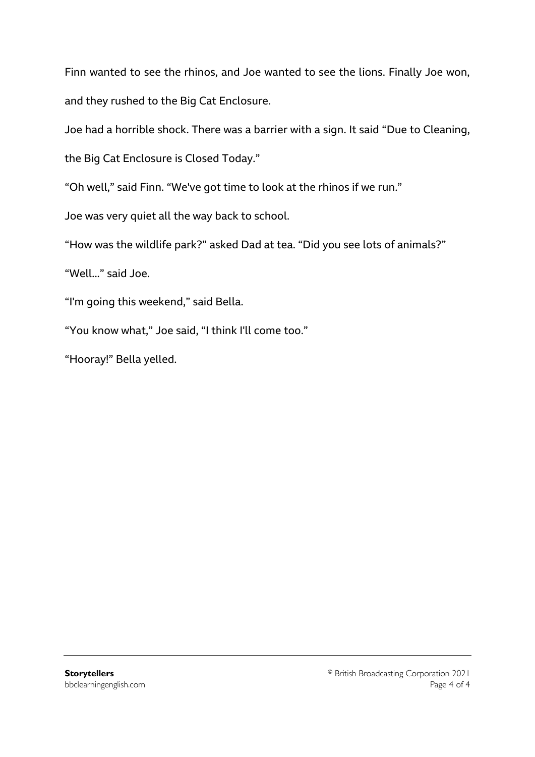Finn wanted to see the rhinos, and Joe wanted to see the lions. Finally Joe won, and they rushed to the Big Cat Enclosure.

Joe had a horrible shock. There was a barrier with a sign. It said "Due to Cleaning, the Big Cat Enclosure is Closed Today."

"Oh well," said Finn. "We've got time to look at the rhinos if we run."

Joe was very quiet all the way back to school.

"How was the wildlife park?" asked Dad at tea. "Did you see lots of animals?"

"Well..." said Joe.

"I'm going this weekend," said Bella.

"You know what," Joe said, "I think I'll come too."

"Hooray!" Bella yelled.